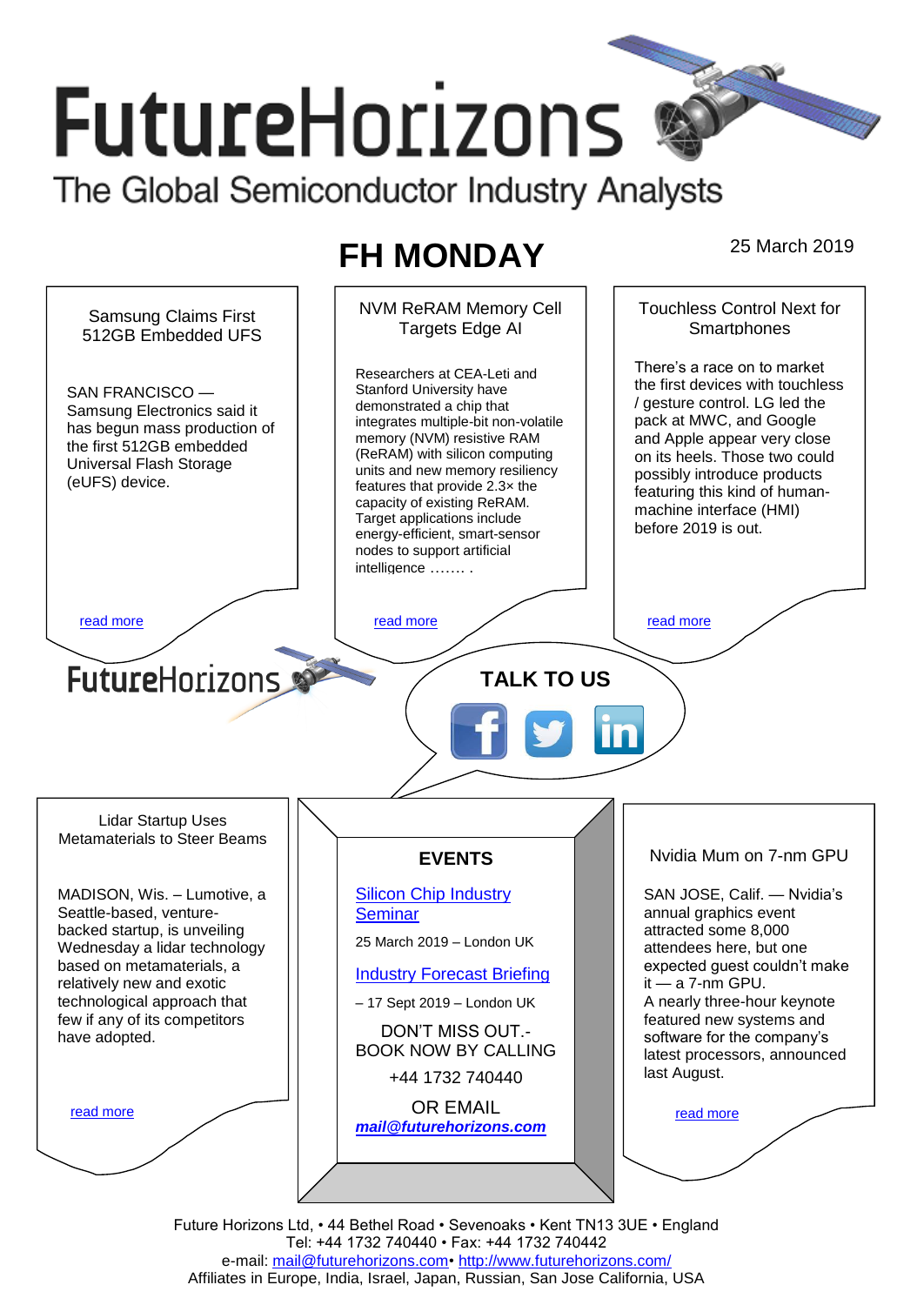# FutureHorizons

The Global Semiconductor Industry Analysts

## FH MONDAY

25 March 2019

### Samsung Claims First 512GB Embedded UFS

SAN FRANCISCO — Samsung Electronics said it has begun mass production of the first 512GB embedded Universal Flash Storage (eUFS) device.

read more

### NVM ReRAM Memory Cell Targets Edge AI

Researchers at CEA-Leti and Stanford University have demonstrated a chip that integrates multiple-bit non-volatile memory (NVM) resistive RAM (ReRAM) with silicon computing units and new memory resiliency features that provide 2.3× the capacity of existing ReRAM. Target applications include energy-efficient, smart-sensor nodes to support artificial intelligence ……. .

read more

### Touchless Control Next for Smartphones

There's a race on to market the first devices with touchless / gesture control. LG led the pack at MWC, and Google and Apple appear very close on its heels. Those two could possibly introduce products featuring this kind of human-machine interface (HMI) before 2019 is out.

read more

FutureHorizons

**TALK TO US**

### Lidar Startup Uses Metamaterials to Steer Beams

MADISON, Wis. – Lumotive, a Seattle-based, venture-backed startup, is unveiling Wednesday a lidar technology based on metamaterials, a relatively new and exotic technological approach that few if any of its competitors have adopted.

read more

### EVENTS

Silicon Chip Industry Seminar

25 March 2019 – London UK

Industry Forecast Briefing

– 17 Sept 2019 – London UK

DON'T MISS OUT.- BOOK NOW BY CALLING

+44 1732 740440

OR EMAIL

***mail@futurehorizons.com***

### Nvidia Mum on 7-nm GPU

SAN JOSE, Calif. — Nvidia's annual graphics event attracted some 8,000 attendees here, but one expected guest couldn't make it — a 7-nm GPU. A nearly three-hour keynote featured new systems and software for the company's latest processors, announced last August.

read more

Future Horizons Ltd, • 44 Bethel Road • Sevenoaks • Kent TN13 3UE • England
Tel: +44 1732 740440 • Fax: +44 1732 740442
e-mail: mail@futurehorizons.com• http://www.futurehorizons.com/
Affiliates in Europe, India, Israel, Japan, Russian, San Jose California, USA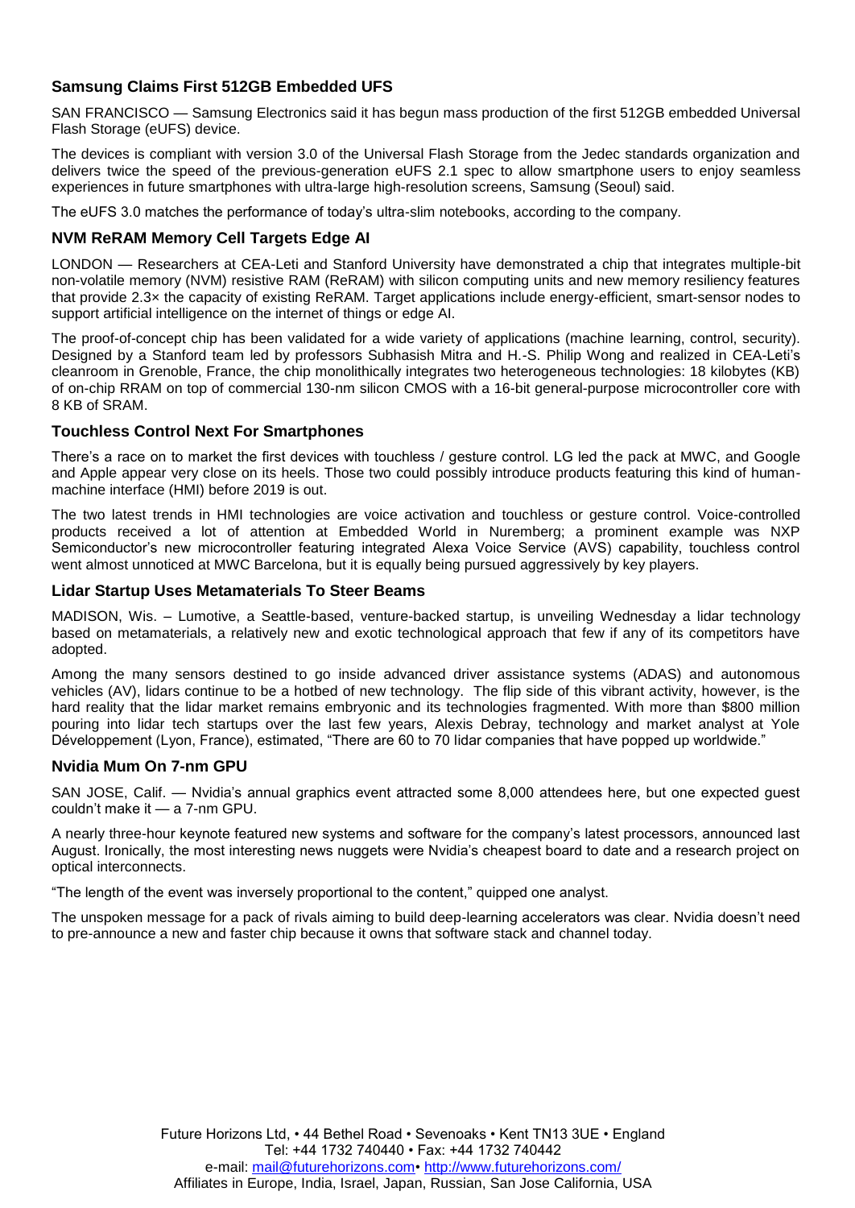### Samsung Claims First 512GB Embedded UFS

SAN FRANCISCO — Samsung Electronics said it has begun mass production of the first 512GB embedded Universal Flash Storage (eUFS) device.

The devices is compliant with version 3.0 of the Universal Flash Storage from the Jedec standards organization and delivers twice the speed of the previous-generation eUFS 2.1 spec to allow smartphone users to enjoy seamless experiences in future smartphones with ultra-large high-resolution screens, Samsung (Seoul) said.

The eUFS 3.0 matches the performance of today's ultra-slim notebooks, according to the company.

### NVM ReRAM Memory Cell Targets Edge AI

LONDON — Researchers at CEA-Leti and Stanford University have demonstrated a chip that integrates multiple-bit non-volatile memory (NVM) resistive RAM (ReRAM) with silicon computing units and new memory resiliency features that provide 2.3× the capacity of existing ReRAM. Target applications include energy-efficient, smart-sensor nodes to support artificial intelligence on the internet of things or edge AI.

The proof-of-concept chip has been validated for a wide variety of applications (machine learning, control, security). Designed by a Stanford team led by professors Subhasish Mitra and H.-S. Philip Wong and realized in CEA-Leti's cleanroom in Grenoble, France, the chip monolithically integrates two heterogeneous technologies: 18 kilobytes (KB) of on-chip RRAM on top of commercial 130-nm silicon CMOS with a 16-bit general-purpose microcontroller core with 8 KB of SRAM.

### Touchless Control Next For Smartphones

There's a race on to market the first devices with touchless / gesture control. LG led the pack at MWC, and Google and Apple appear very close on its heels. Those two could possibly introduce products featuring this kind of human-machine interface (HMI) before 2019 is out.

The two latest trends in HMI technologies are voice activation and touchless or gesture control. Voice-controlled products received a lot of attention at Embedded World in Nuremberg; a prominent example was NXP Semiconductor's new microcontroller featuring integrated Alexa Voice Service (AVS) capability, touchless control went almost unnoticed at MWC Barcelona, but it is equally being pursued aggressively by key players.

### Lidar Startup Uses Metamaterials To Steer Beams

MADISON, Wis. – Lumotive, a Seattle-based, venture-backed startup, is unveiling Wednesday a lidar technology based on metamaterials, a relatively new and exotic technological approach that few if any of its competitors have adopted.

Among the many sensors destined to go inside advanced driver assistance systems (ADAS) and autonomous vehicles (AV), lidars continue to be a hotbed of new technology. The flip side of this vibrant activity, however, is the hard reality that the lidar market remains embryonic and its technologies fragmented. With more than $800 million pouring into lidar tech startups over the last few years, Alexis Debray, technology and market analyst at Yole Développement (Lyon, France), estimated, "There are 60 to 70 lidar companies that have popped up worldwide."

### Nvidia Mum On 7-nm GPU

SAN JOSE, Calif. — Nvidia's annual graphics event attracted some 8,000 attendees here, but one expected guest couldn't make it — a 7-nm GPU.

A nearly three-hour keynote featured new systems and software for the company's latest processors, announced last August. Ironically, the most interesting news nuggets were Nvidia's cheapest board to date and a research project on optical interconnects.

"The length of the event was inversely proportional to the content," quipped one analyst.

The unspoken message for a pack of rivals aiming to build deep-learning accelerators was clear. Nvidia doesn't need to pre-announce a new and faster chip because it owns that software stack and channel today.

Future Horizons Ltd, • 44 Bethel Road • Sevenoaks • Kent TN13 3UE • England
Tel: +44 1732 740440 • Fax: +44 1732 740442
e-mail: mail@futurehorizons.com• http://www.futurehorizons.com/
Affiliates in Europe, India, Israel, Japan, Russian, San Jose California, USA